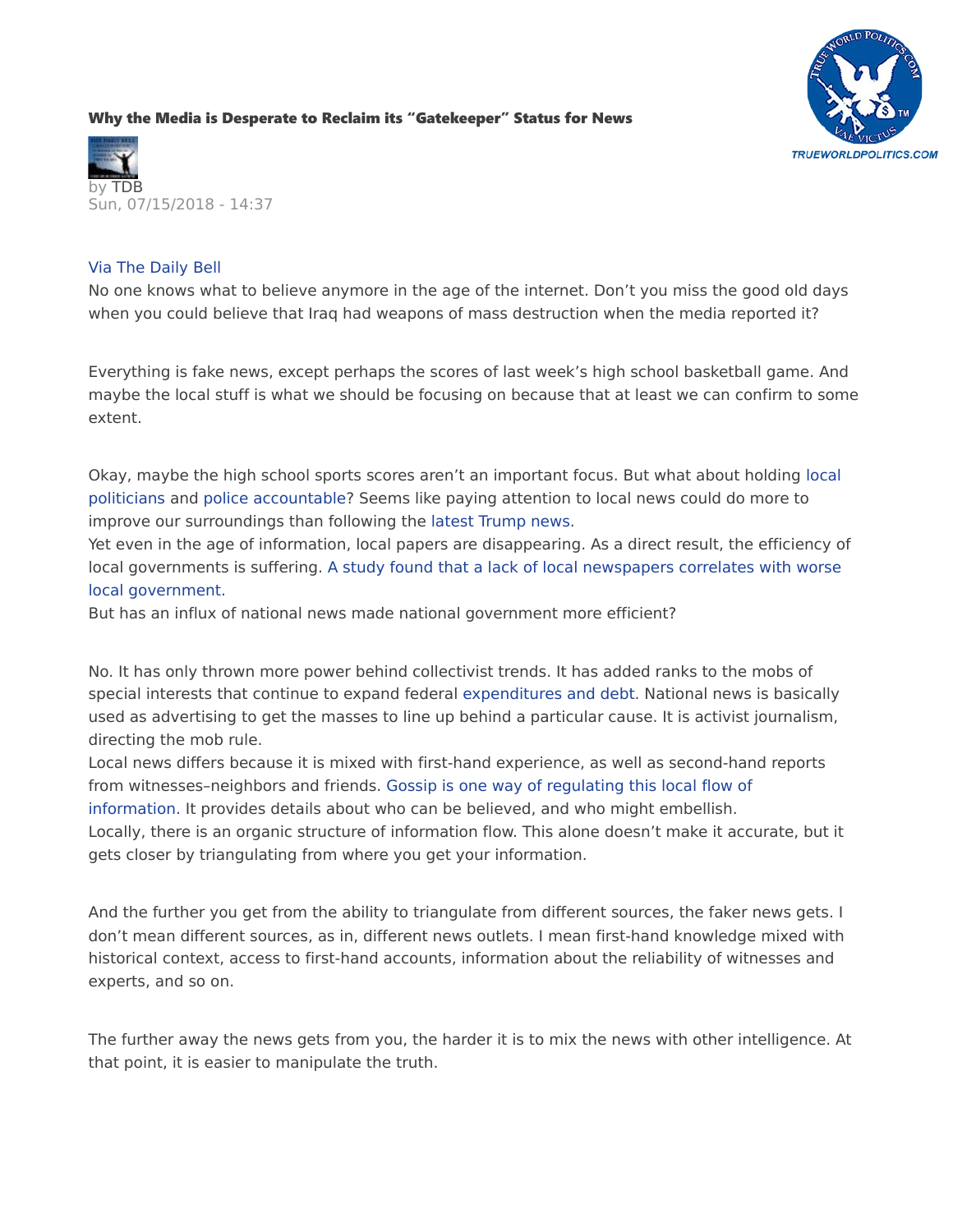# Why the Media is Desperate to Reclaim its "Gatekeeper" Status for News

by TDB
Sun, 07/15/2018 - 14:37

Via The Daily Bell

No one knows what to believe anymore in the age of the internet. Don't you miss the good old days when you could believe that Iraq had weapons of mass destruction when the media reported it?

Everything is fake news, except perhaps the scores of last week's high school basketball game. And maybe the local stuff is what we should be focusing on because that at least we can confirm to some extent.

Okay, maybe the high school sports scores aren't an important focus. But what about holding local politicians and police accountable? Seems like paying attention to local news could do more to improve our surroundings than following the latest Trump news.

Yet even in the age of information, local papers are disappearing. As a direct result, the efficiency of local governments is suffering. A study found that a lack of local newspapers correlates with worse local government.

But has an influx of national news made national government more efficient?

No. It has only thrown more power behind collectivist trends. It has added ranks to the mobs of special interests that continue to expand federal expenditures and debt. National news is basically used as advertising to get the masses to line up behind a particular cause. It is activist journalism, directing the mob rule.

Local news differs because it is mixed with first-hand experience, as well as second-hand reports from witnesses–neighbors and friends. Gossip is one way of regulating this local flow of information. It provides details about who can be believed, and who might embellish.

Locally, there is an organic structure of information flow. This alone doesn't make it accurate, but it gets closer by triangulating from where you get your information.

And the further you get from the ability to triangulate from different sources, the faker news gets. I don't mean different sources, as in, different news outlets. I mean first-hand knowledge mixed with historical context, access to first-hand accounts, information about the reliability of witnesses and experts, and so on.

The further away the news gets from you, the harder it is to mix the news with other intelligence. At that point, it is easier to manipulate the truth.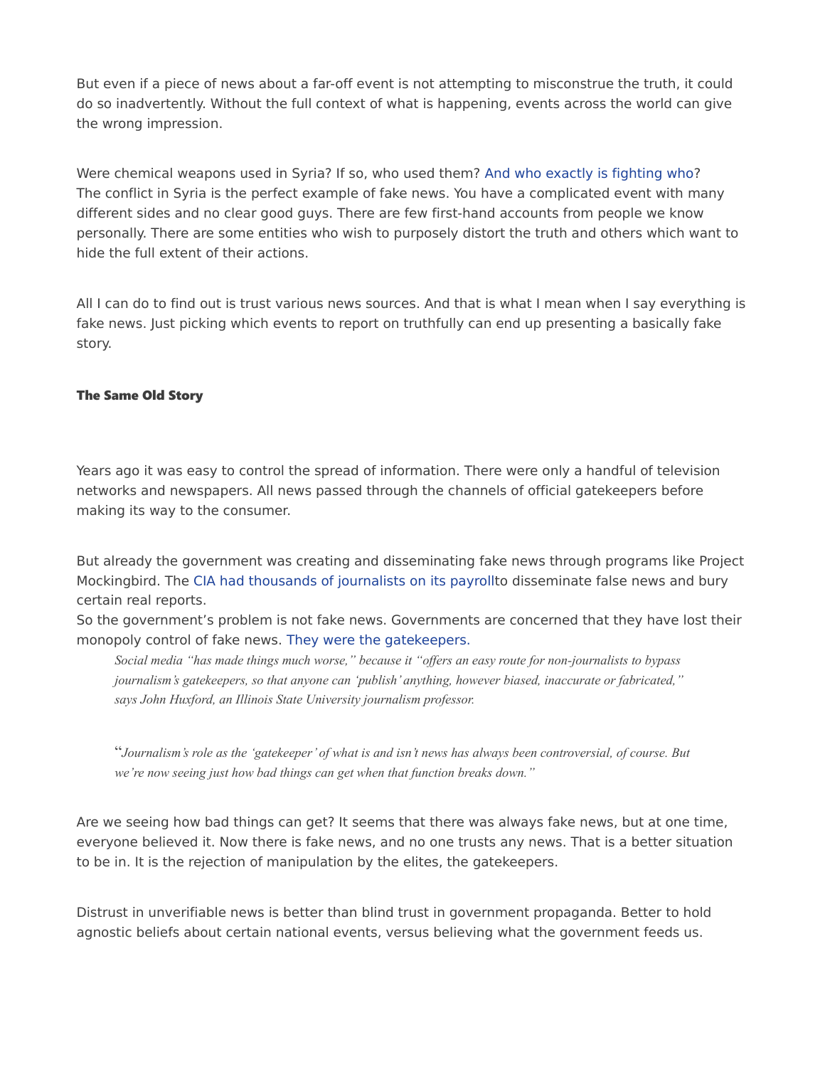But even if a piece of news about a far-off event is not attempting to misconstrue the truth, it could do so inadvertently. Without the full context of what is happening, events across the world can give the wrong impression.

Were chemical weapons used in Syria? If so, who used them? And who exactly is fighting who?
The conflict in Syria is the perfect example of fake news. You have a complicated event with many different sides and no clear good guys. There are few first-hand accounts from people we know personally. There are some entities who wish to purposely distort the truth and others which want to hide the full extent of their actions.

All I can do to find out is trust various news sources. And that is what I mean when I say everything is fake news. Just picking which events to report on truthfully can end up presenting a basically fake story.

#### The Same Old Story

Years ago it was easy to control the spread of information. There were only a handful of television networks and newspapers. All news passed through the channels of official gatekeepers before making its way to the consumer.

But already the government was creating and disseminating fake news through programs like Project Mockingbird. The CIA had thousands of journalists on its payrollto disseminate false news and bury certain real reports.
So the government's problem is not fake news. Governments are concerned that they have lost their monopoly control of fake news. They were the gatekeepers.

> *Social media "has made things much worse," because it "offers an easy route for non-journalists to bypass journalism's gatekeepers, so that anyone can 'publish' anything, however biased, inaccurate or fabricated," says John Huxford, an Illinois State University journalism professor.*

> "*Journalism's role as the 'gatekeeper' of what is and isn't news has always been controversial, of course. But we're now seeing just how bad things can get when that function breaks down."*

Are we seeing how bad things can get? It seems that there was always fake news, but at one time, everyone believed it. Now there is fake news, and no one trusts any news. That is a better situation to be in. It is the rejection of manipulation by the elites, the gatekeepers.

Distrust in unverifiable news is better than blind trust in government propaganda. Better to hold agnostic beliefs about certain national events, versus believing what the government feeds us.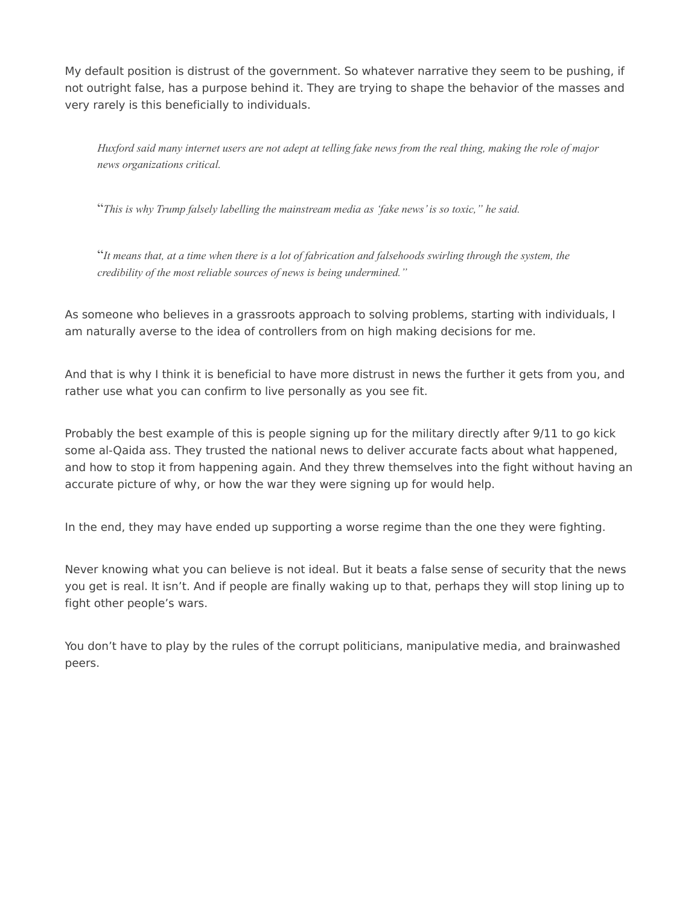My default position is distrust of the government. So whatever narrative they seem to be pushing, if not outright false, has a purpose behind it. They are trying to shape the behavior of the masses and very rarely is this beneficially to individuals.

> *Huxford said many internet users are not adept at telling fake news from the real thing, making the role of major news organizations critical.*
>
> "*This is why Trump falsely labelling the mainstream media as 'fake news' is so toxic," he said.*
>
> "*It means that, at a time when there is a lot of fabrication and falsehoods swirling through the system, the credibility of the most reliable sources of news is being undermined."*

As someone who believes in a grassroots approach to solving problems, starting with individuals, I am naturally averse to the idea of controllers from on high making decisions for me.

And that is why I think it is beneficial to have more distrust in news the further it gets from you, and rather use what you can confirm to live personally as you see fit.

Probably the best example of this is people signing up for the military directly after 9/11 to go kick some al-Qaida ass. They trusted the national news to deliver accurate facts about what happened, and how to stop it from happening again. And they threw themselves into the fight without having an accurate picture of why, or how the war they were signing up for would help.

In the end, they may have ended up supporting a worse regime than the one they were fighting.

Never knowing what you can believe is not ideal. But it beats a false sense of security that the news you get is real. It isn't. And if people are finally waking up to that, perhaps they will stop lining up to fight other people's wars.

You don't have to play by the rules of the corrupt politicians, manipulative media, and brainwashed peers.